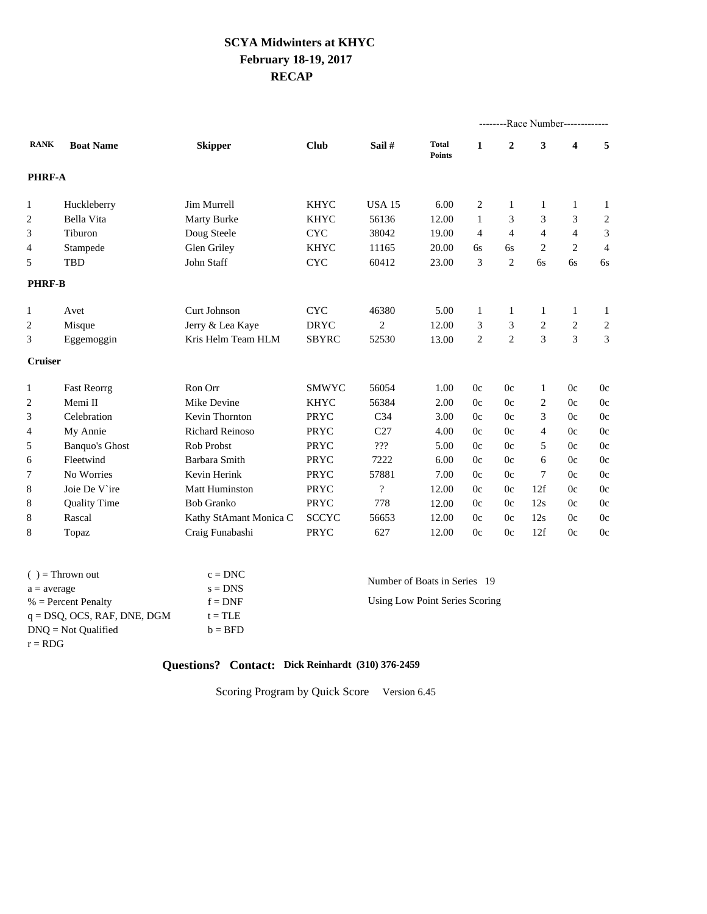# SCYA Midwinters at KHYC
## February 18-19, 2017
## RECAP

| RANK | Boat Name | Skipper | Club | Sail # | Total Points | --------Race Number------------- 1 | 2 | 3 | 4 | 5 |
|---|---|---|---|---|---|---|---|---|---|---|
| **PHRF-A** | | | | | | | | | | |
| 1 | Huckleberry | Jim Murrell | KHYC | USA 15 | 6.00 | 2 | 1 | 1 | 1 | 1 |
| 2 | Bella Vita | Marty Burke | KHYC | 56136 | 12.00 | 1 | 3 | 3 | 3 | 2 |
| 3 | Tiburon | Doug Steele | CYC | 38042 | 19.00 | 4 | 4 | 4 | 4 | 3 |
| 4 | Stampede | Glen Griley | KHYC | 11165 | 20.00 | 6s | 6s | 2 | 2 | 4 |
| 5 | TBD | John Staff | CYC | 60412 | 23.00 | 3 | 2 | 6s | 6s | 6s |
| **PHRF-B** | | | | | | | | | | |
| 1 | Avet | Curt Johnson | CYC | 46380 | 5.00 | 1 | 1 | 1 | 1 | 1 |
| 2 | Misque | Jerry & Lea Kaye | DRYC | 2 | 12.00 | 3 | 3 | 2 | 2 | 2 |
| 3 | Eggemoggin | Kris Helm Team HLM | SBYRC | 52530 | 13.00 | 2 | 2 | 3 | 3 | 3 |
| **Cruiser** | | | | | | | | | | |
| 1 | Fast Reorrg | Ron Orr | SMWYC | 56054 | 1.00 | 0c | 0c | 1 | 0c | 0c |
| 2 | Memi II | Mike Devine | KHYC | 56384 | 2.00 | 0c | 0c | 2 | 0c | 0c |
| 3 | Celebration | Kevin Thornton | PRYC | C34 | 3.00 | 0c | 0c | 3 | 0c | 0c |
| 4 | My Annie | Richard Reinoso | PRYC | C27 | 4.00 | 0c | 0c | 4 | 0c | 0c |
| 5 | Banquo's Ghost | Rob Probst | PRYC | ??? | 5.00 | 0c | 0c | 5 | 0c | 0c |
| 6 | Fleetwind | Barbara Smith | PRYC | 7222 | 6.00 | 0c | 0c | 6 | 0c | 0c |
| 7 | No Worries | Kevin Herink | PRYC | 57881 | 7.00 | 0c | 0c | 7 | 0c | 0c |
| 8 | Joie De V`ire | Matt Huminston | PRYC | ? | 12.00 | 0c | 0c | 12f | 0c | 0c |
| 8 | Quality Time | Bob Granko | PRYC | 778 | 12.00 | 0c | 0c | 12s | 0c | 0c |
| 8 | Rascal | Kathy StAmant Monica C | SCCYC | 56653 | 12.00 | 0c | 0c | 12s | 0c | 0c |
| 8 | Topaz | Craig Funabashi | PRYC | 627 | 12.00 | 0c | 0c | 12f | 0c | 0c |

( ) = Thrown out
a = average
% = Percent Penalty
q = DSQ, OCS, RAF, DNE, DGM
DNQ = Not Qualified
r = RDG

c = DNC
s = DNS
f = DNF
t = TLE
b = BFD

Number of Boats in Series 19

Using Low Point Series Scoring

**Questions? Contact: Dick Reinhardt (310) 376-2459**

Scoring Program by Quick Score Version 6.45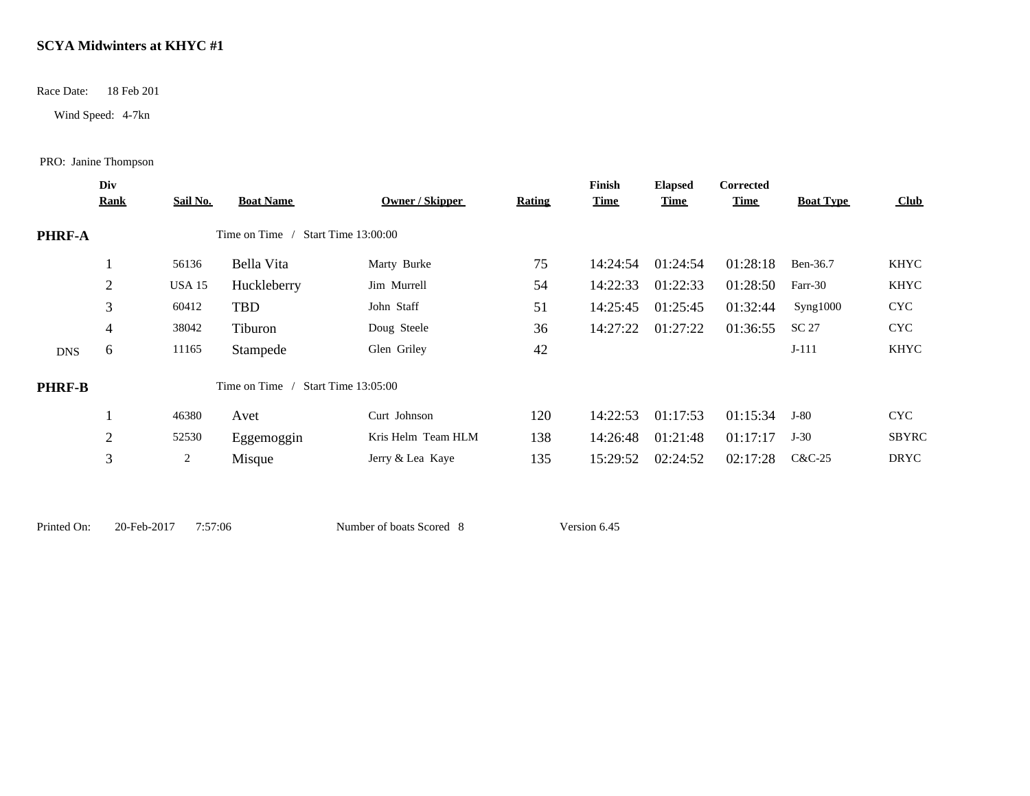# SCYA Midwinters at KHYC #1

Race Date: 18 Feb 201

Wind Speed: 4-7kn

PRO: Janine Thompson

| | Div Rank | Sail No. | Boat Name | Owner / Skipper | Rating | Finish Time | Elapsed Time | Corrected Time | Boat Type | Club |
|---|---|---|---|---|---|---|---|---|---|---|
| **PHRF-A** | | | Time on Time / Start Time 13:00:00 | | | | | | | |
| | 1 | 56136 | Bella Vita | Marty Burke | 75 | 14:24:54 | 01:24:54 | 01:28:18 | Ben-36.7 | KHYC |
| | 2 | USA 15 | Huckleberry | Jim Murrell | 54 | 14:22:33 | 01:22:33 | 01:28:50 | Farr-30 | KHYC |
| | 3 | 60412 | TBD | John Staff | 51 | 14:25:45 | 01:25:45 | 01:32:44 | Syng1000 | CYC |
| | 4 | 38042 | Tiburon | Doug Steele | 36 | 14:27:22 | 01:27:22 | 01:36:55 | SC 27 | CYC |
| DNS | 6 | 11165 | Stampede | Glen Griley | 42 | | | | J-111 | KHYC |
| **PHRF-B** | | | Time on Time / Start Time 13:05:00 | | | | | | | |
| | 1 | 46380 | Avet | Curt Johnson | 120 | 14:22:53 | 01:17:53 | 01:15:34 | J-80 | CYC |
| | 2 | 52530 | Eggemoggin | Kris Helm Team HLM | 138 | 14:26:48 | 01:21:48 | 01:17:17 | J-30 | SBYRC |
| | 3 | 2 | Misque | Jerry & Lea Kaye | 135 | 15:29:52 | 02:24:52 | 02:17:28 | C&C-25 | DRYC |

Printed On: 20-Feb-2017 7:57:06 Number of boats Scored 8 Version 6.45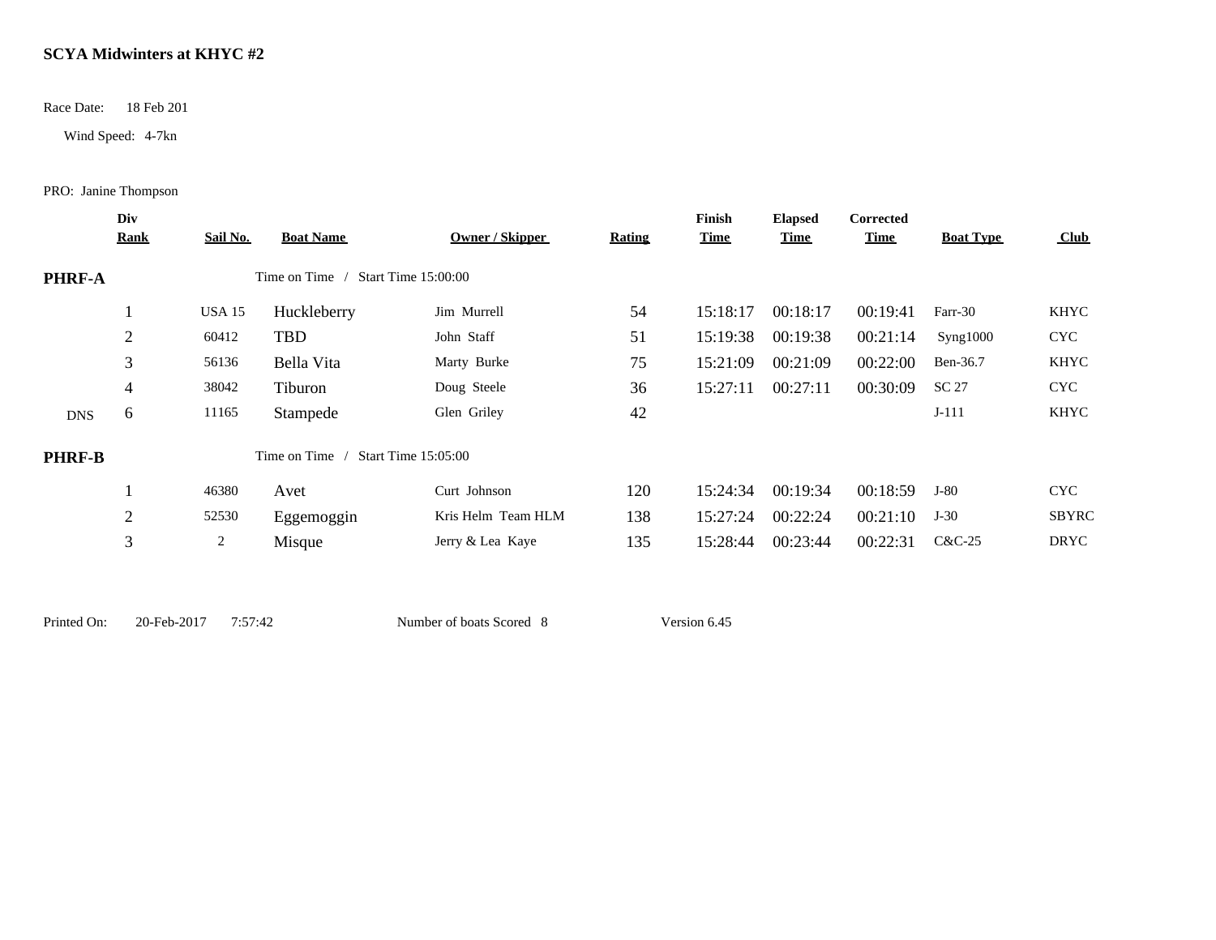# SCYA Midwinters at KHYC #2

Race Date: 18 Feb 201

Wind Speed: 4-7kn

PRO: Janine Thompson

| | Div Rank | Sail No. | Boat Name | Owner / Skipper | Rating | Finish Time | Elapsed Time | Corrected Time | Boat Type | Club |
|---|---|---|---|---|---|---|---|---|---|---|
| **PHRF-A** | | | Time on Time / Start Time 15:00:00 | | | | | | | |
| | 1 | USA 15 | Huckleberry | Jim Murrell | 54 | 15:18:17 | 00:18:17 | 00:19:41 | Farr-30 | KHYC |
| | 2 | 60412 | TBD | John Staff | 51 | 15:19:38 | 00:19:38 | 00:21:14 | Syng1000 | CYC |
| | 3 | 56136 | Bella Vita | Marty Burke | 75 | 15:21:09 | 00:21:09 | 00:22:00 | Ben-36.7 | KHYC |
| | 4 | 38042 | Tiburon | Doug Steele | 36 | 15:27:11 | 00:27:11 | 00:30:09 | SC 27 | CYC |
| DNS | 6 | 11165 | Stampede | Glen Griley | 42 | | | | J-111 | KHYC |
| **PHRF-B** | | | Time on Time / Start Time 15:05:00 | | | | | | | |
| | 1 | 46380 | Avet | Curt Johnson | 120 | 15:24:34 | 00:19:34 | 00:18:59 | J-80 | CYC |
| | 2 | 52530 | Eggemoggin | Kris Helm Team HLM | 138 | 15:27:24 | 00:22:24 | 00:21:10 | J-30 | SBYRC |
| | 3 | 2 | Misque | Jerry & Lea Kaye | 135 | 15:28:44 | 00:23:44 | 00:22:31 | C&C-25 | DRYC |

Printed On: 20-Feb-2017 7:57:42 Number of boats Scored 8 Version 6.45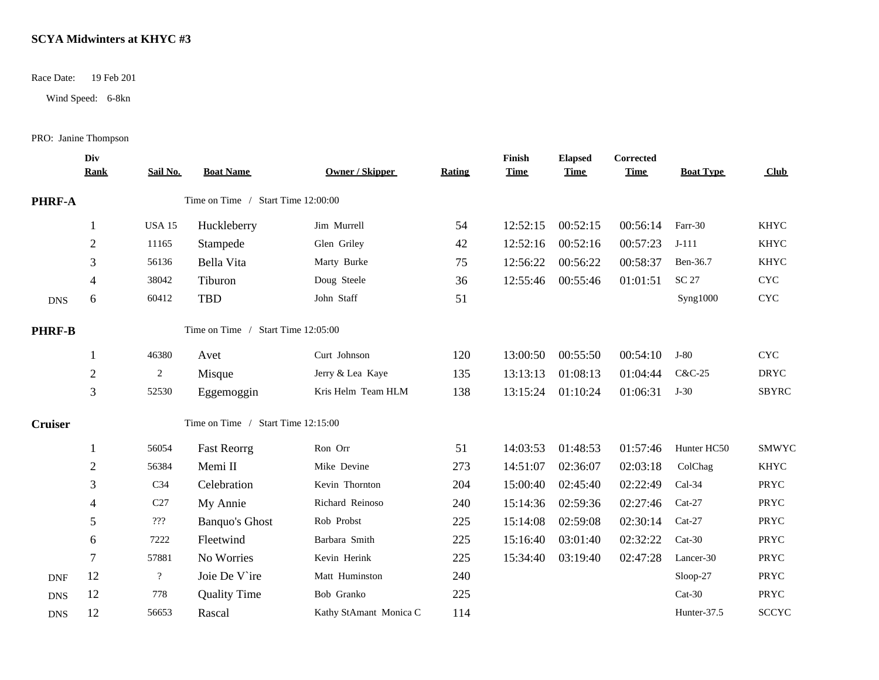**SCYA Midwinters at KHYC #3**

Race Date: 19 Feb 201

Wind Speed: 6-8kn

PRO: Janine Thompson

| | Div Rank | Sail No. | Boat Name | Owner / Skipper | Rating | Finish Time | Elapsed Time | Corrected Time | Boat Type | Club |
|---|---|---|---|---|---|---|---|---|---|---|
| **PHRF-A** | | | Time on Time / Start Time 12:00:00 | | | | | | | |
| | 1 | USA 15 | Huckleberry | Jim Murrell | 54 | 12:52:15 | 00:52:15 | 00:56:14 | Farr-30 | KHYC |
| | 2 | 11165 | Stampede | Glen Griley | 42 | 12:52:16 | 00:52:16 | 00:57:23 | J-111 | KHYC |
| | 3 | 56136 | Bella Vita | Marty Burke | 75 | 12:56:22 | 00:56:22 | 00:58:37 | Ben-36.7 | KHYC |
| | 4 | 38042 | Tiburon | Doug Steele | 36 | 12:55:46 | 00:55:46 | 01:01:51 | SC 27 | CYC |
| DNS | 6 | 60412 | TBD | John Staff | 51 | | | | Syng1000 | CYC |
| **PHRF-B** | | | Time on Time / Start Time 12:05:00 | | | | | | | |
| | 1 | 46380 | Avet | Curt Johnson | 120 | 13:00:50 | 00:55:50 | 00:54:10 | J-80 | CYC |
| | 2 | 2 | Misque | Jerry & Lea Kaye | 135 | 13:13:13 | 01:08:13 | 01:04:44 | C&C-25 | DRYC |
| | 3 | 52530 | Eggemoggin | Kris Helm Team HLM | 138 | 13:15:24 | 01:10:24 | 01:06:31 | J-30 | SBYRC |
| **Cruiser** | | | Time on Time / Start Time 12:15:00 | | | | | | | |
| | 1 | 56054 | Fast Reorrg | Ron Orr | 51 | 14:03:53 | 01:48:53 | 01:57:46 | Hunter HC50 | SMWYC |
| | 2 | 56384 | Memi II | Mike Devine | 273 | 14:51:07 | 02:36:07 | 02:03:18 | ColChag | KHYC |
| | 3 | C34 | Celebration | Kevin Thornton | 204 | 15:00:40 | 02:45:40 | 02:22:49 | Cal-34 | PRYC |
| | 4 | C27 | My Annie | Richard Reinoso | 240 | 15:14:36 | 02:59:36 | 02:27:46 | Cat-27 | PRYC |
| | 5 | ??? | Banquo's Ghost | Rob Probst | 225 | 15:14:08 | 02:59:08 | 02:30:14 | Cat-27 | PRYC |
| | 6 | 7222 | Fleetwind | Barbara Smith | 225 | 15:16:40 | 03:01:40 | 02:32:22 | Cat-30 | PRYC |
| | 7 | 57881 | No Worries | Kevin Herink | 225 | 15:34:40 | 03:19:40 | 02:47:28 | Lancer-30 | PRYC |
| DNF | 12 | ? | Joie De V`ire | Matt Huminston | 240 | | | | Sloop-27 | PRYC |
| DNS | 12 | 778 | Quality Time | Bob Granko | 225 | | | | Cat-30 | PRYC |
| DNS | 12 | 56653 | Rascal | Kathy StAmant Monica C | 114 | | | | Hunter-37.5 | SCCYC |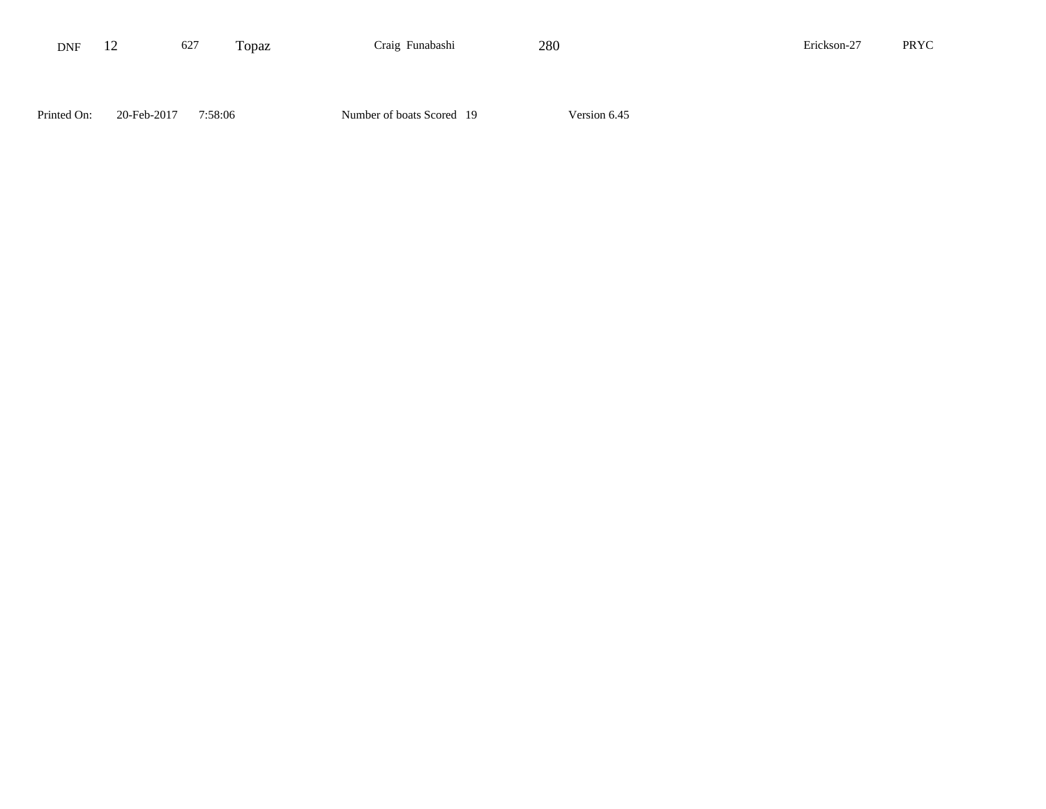| DNF | 12 | 627 | Topaz | Craig Funabashi | 280 | Erickson-27 | PRYC |
|---|---|---|---|---|---|---|---|

Printed On: 20-Feb-2017 7:58:06 Number of boats Scored 19 Version 6.45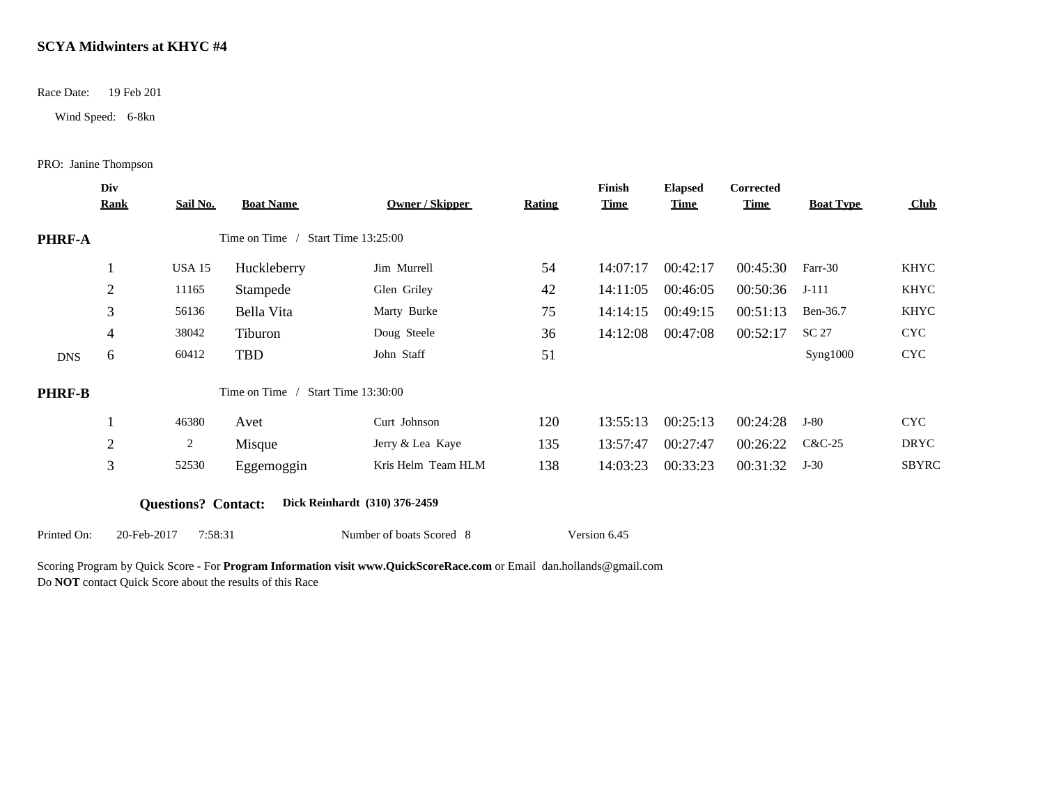**SCYA Midwinters at KHYC #4**

Race Date: 19 Feb 201

Wind Speed: 6-8kn

PRO: Janine Thompson

| | Div Rank | Sail No. | Boat Name | Owner / Skipper | Rating | Finish Time | Elapsed Time | Corrected Time | Boat Type | Club |
|---|---|---|---|---|---|---|---|---|---|---|
| **PHRF-A** | | | Time on Time / Start Time 13:25:00 | | | | | | | |
| | 1 | USA 15 | Huckleberry | Jim Murrell | 54 | 14:07:17 | 00:42:17 | 00:45:30 | Farr-30 | KHYC |
| | 2 | 11165 | Stampede | Glen Griley | 42 | 14:11:05 | 00:46:05 | 00:50:36 | J-111 | KHYC |
| | 3 | 56136 | Bella Vita | Marty Burke | 75 | 14:14:15 | 00:49:15 | 00:51:13 | Ben-36.7 | KHYC |
| | 4 | 38042 | Tiburon | Doug Steele | 36 | 14:12:08 | 00:47:08 | 00:52:17 | SC 27 | CYC |
| DNS | 6 | 60412 | TBD | John Staff | 51 | | | | Syng1000 | CYC |
| **PHRF-B** | | | Time on Time / Start Time 13:30:00 | | | | | | | |
| | 1 | 46380 | Avet | Curt Johnson | 120 | 13:55:13 | 00:25:13 | 00:24:28 | J-80 | CYC |
| | 2 | 2 | Misque | Jerry & Lea Kaye | 135 | 13:57:47 | 00:27:47 | 00:26:22 | C&C-25 | DRYC |
| | 3 | 52530 | Eggemoggin | Kris Helm Team HLM | 138 | 14:03:23 | 00:33:23 | 00:31:32 | J-30 | SBYRC |

**Questions? Contact: Dick Reinhardt (310) 376-2459**

Printed On: 20-Feb-2017 7:58:31 Number of boats Scored 8 Version 6.45

Scoring Program by Quick Score - For **Program Information visit www.QuickScoreRace.com** or Email dan.hollands@gmail.com
Do **NOT** contact Quick Score about the results of this Race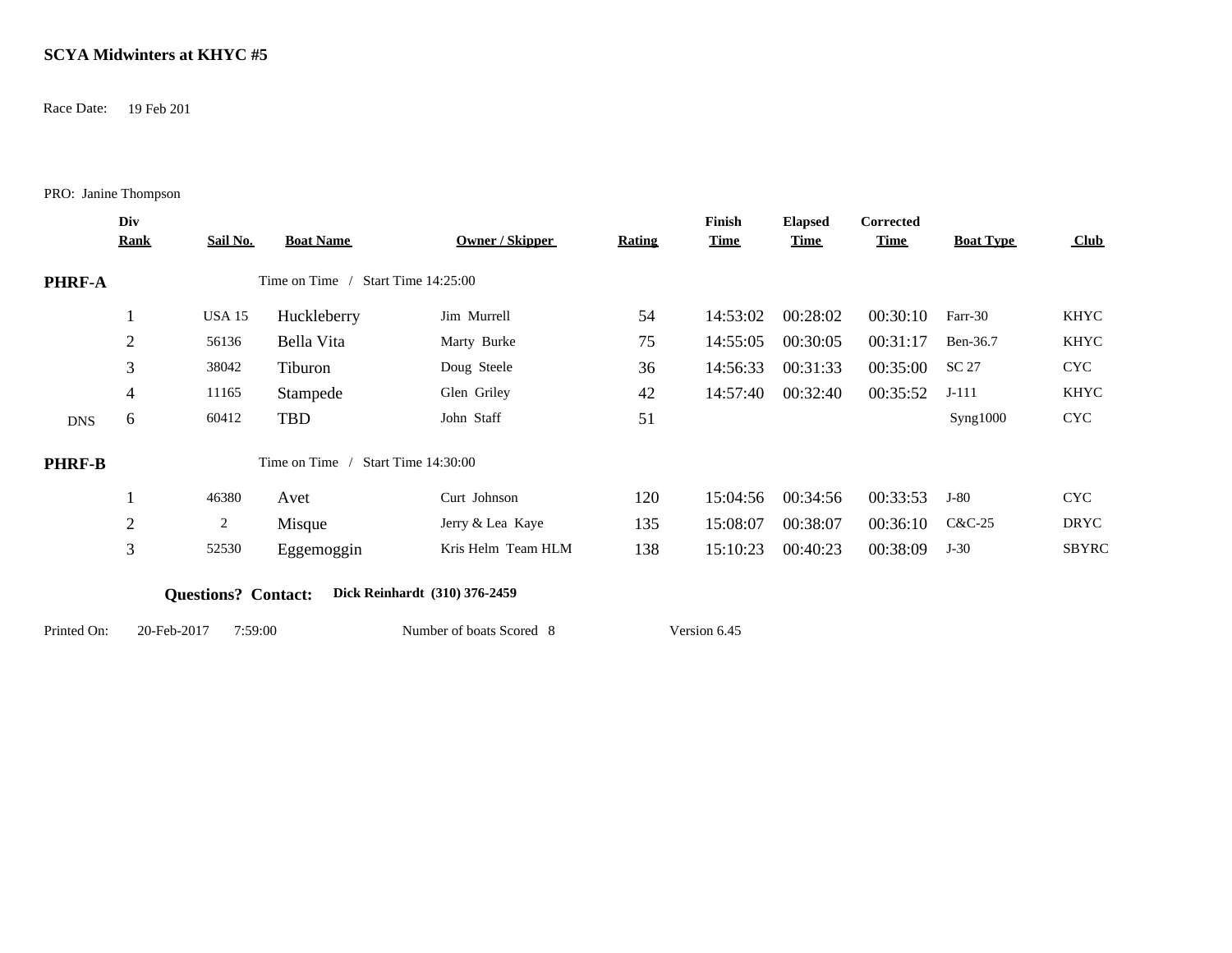**SCYA Midwinters at KHYC #5**

Race Date: 19 Feb 201

PRO: Janine Thompson

| | Div Rank | Sail No. | Boat Name | Owner / Skipper | Rating | Finish Time | Elapsed Time | Corrected Time | Boat Type | Club |
|---|---|---|---|---|---|---|---|---|---|---|
| **PHRF-A** | | | Time on Time / Start Time 14:25:00 | | | | | | | |
| | 1 | USA 15 | Huckleberry | Jim Murrell | 54 | 14:53:02 | 00:28:02 | 00:30:10 | Farr-30 | KHYC |
| | 2 | 56136 | Bella Vita | Marty Burke | 75 | 14:55:05 | 00:30:05 | 00:31:17 | Ben-36.7 | KHYC |
| | 3 | 38042 | Tiburon | Doug Steele | 36 | 14:56:33 | 00:31:33 | 00:35:00 | SC 27 | CYC |
| | 4 | 11165 | Stampede | Glen Griley | 42 | 14:57:40 | 00:32:40 | 00:35:52 | J-111 | KHYC |
| DNS | 6 | 60412 | TBD | John Staff | 51 | | | | Syng1000 | CYC |
| **PHRF-B** | | | Time on Time / Start Time 14:30:00 | | | | | | | |
| | 1 | 46380 | Avet | Curt Johnson | 120 | 15:04:56 | 00:34:56 | 00:33:53 | J-80 | CYC |
| | 2 | 2 | Misque | Jerry & Lea Kaye | 135 | 15:08:07 | 00:38:07 | 00:36:10 | C&C-25 | DRYC |
| | 3 | 52530 | Eggemoggin | Kris Helm Team HLM | 138 | 15:10:23 | 00:40:23 | 00:38:09 | J-30 | SBYRC |

**Questions? Contact:** **Dick Reinhardt (310) 376-2459**

Printed On: 20-Feb-2017 7:59:00 Number of boats Scored 8 Version 6.45